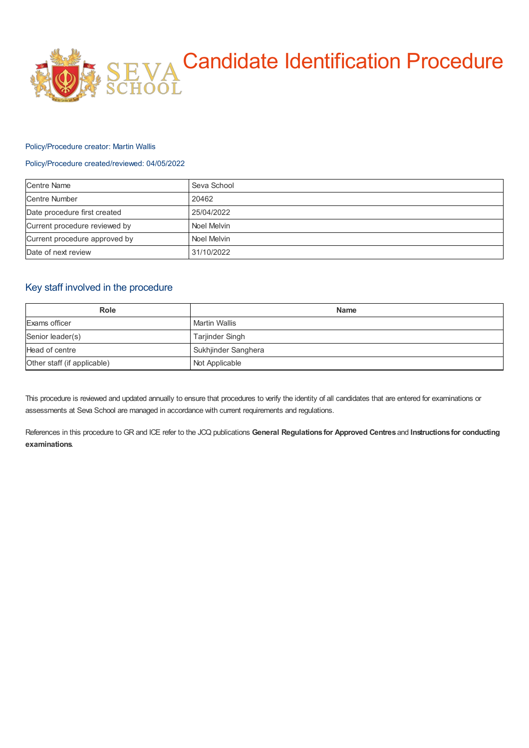# Candidate Identification Procedure

Policy/Procedure creator: Martin Wallis

Policy/Procedure created/reviewed: 04/05/2022

| Centre Name | Seva School |
| --- | --- |
| Centre Number | 20462 |
| Date procedure first created | 25/04/2022 |
| Current procedure reviewed by | Noel Melvin |
| Current procedure approved by | Noel Melvin |
| Date of next review | 31/10/2022 |

## Key staff involved in the procedure

| Role | Name |
| --- | --- |
| Exams officer | Martin Wallis |
| Senior leader(s) | Tarjinder Singh |
| Head of centre | Sukhjinder Sanghera |
| Other staff (if applicable) | Not Applicable |

This procedure is reviewed and updated annually to ensure that procedures to verify the identity of all candidates that are entered for examinations or assessments at Seva School are managed in accordance with current requirements and regulations.

References in this procedure to GR and ICE refer to the JCQ publications **General Regulations for Approved Centres** and **Instructions for conducting examinations**.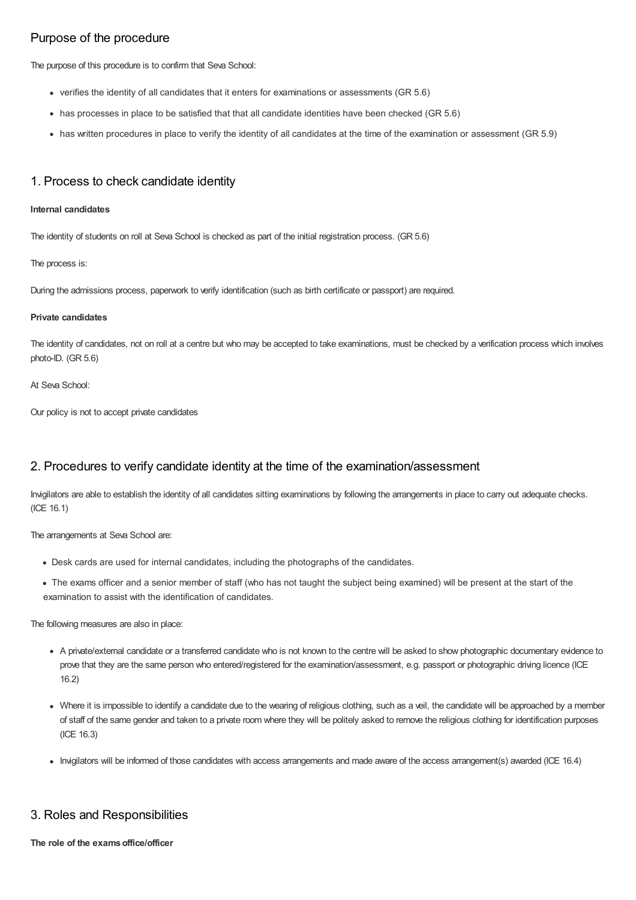## Purpose of the procedure

The purpose of this procedure is to confirm that Seva School:

- verifies the identity of all candidates that it enters for examinations or assessments (GR 5.6)
- has processes in place to be satisfied that that all candidate identities have been checked (GR 5.6)
- has written procedures in place to verify the identity of all candidates at the time of the examination or assessment (GR 5.9)

## 1. Process to check candidate identity

**Internal candidates**

The identity of students on roll at Seva School is checked as part of the initial registration process. (GR 5.6)

The process is:

During the admissions process, paperwork to verify identification (such as birth certificate or passport) are required.

**Private candidates**

The identity of candidates, not on roll at a centre but who may be accepted to take examinations, must be checked by a verification process which involves photo-ID. (GR 5.6)

At Seva School:

Our policy is not to accept private candidates

## 2. Procedures to verify candidate identity at the time of the examination/assessment

Invigilators are able to establish the identity of all candidates sitting examinations by following the arrangements in place to carry out adequate checks. (ICE 16.1)

The arrangements at Seva School are:

- Desk cards are used for internal candidates, including the photographs of the candidates.
- The exams officer and a senior member of staff (who has not taught the subject being examined) will be present at the start of the examination to assist with the identification of candidates.

The following measures are also in place:

- A private/external candidate or a transferred candidate who is not known to the centre will be asked to show photographic documentary evidence to prove that they are the same person who entered/registered for the examination/assessment, e.g. passport or photographic driving licence (ICE 16.2)
- Where it is impossible to identify a candidate due to the wearing of religious clothing, such as a veil, the candidate will be approached by a member of staff of the same gender and taken to a private room where they will be politely asked to remove the religious clothing for identification purposes (ICE 16.3)
- Invigilators will be informed of those candidates with access arrangements and made aware of the access arrangement(s) awarded (ICE 16.4)

## 3. Roles and Responsibilities

**The role of the exams office/officer**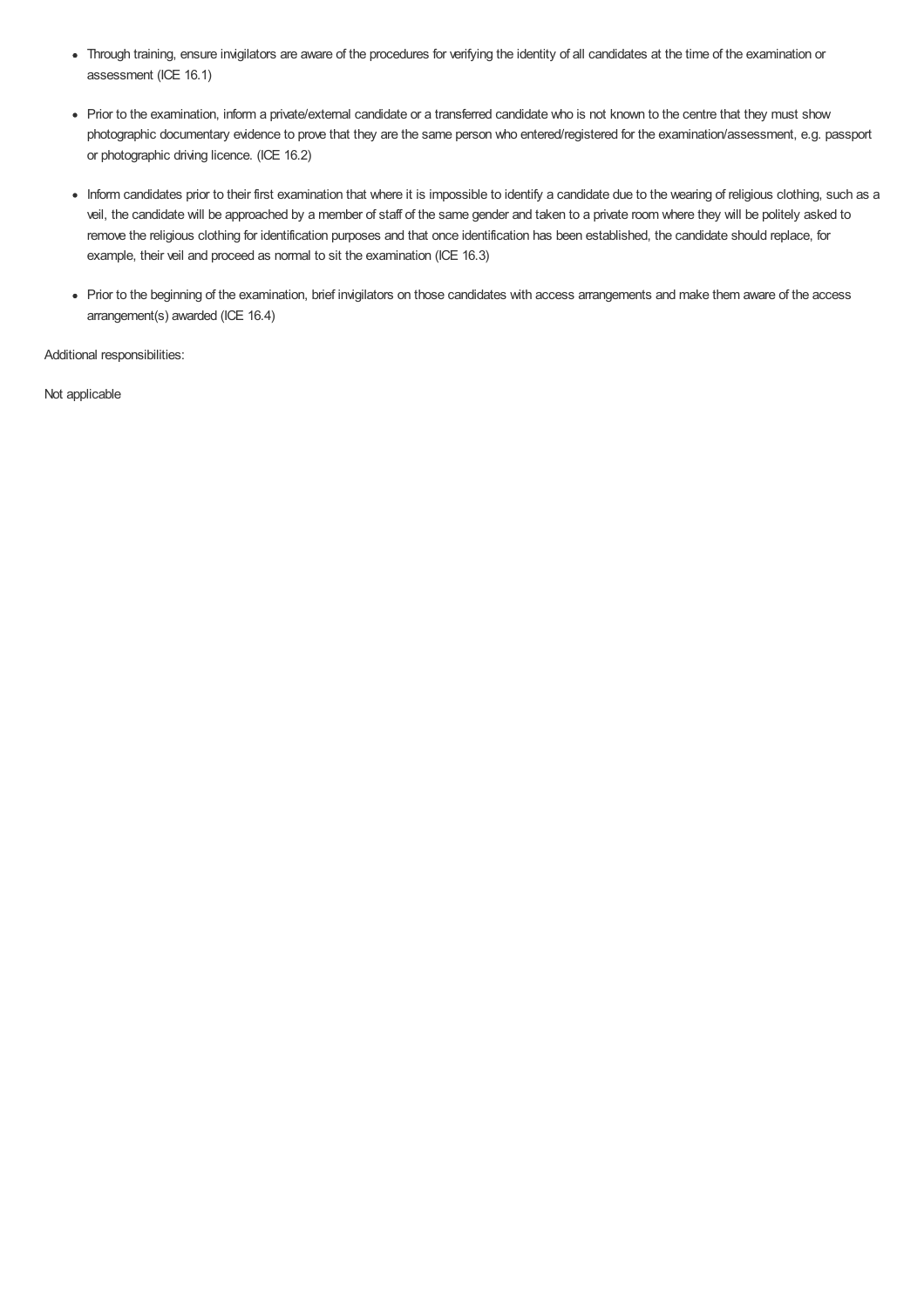- Through training, ensure invigilators are aware of the procedures for verifying the identity of all candidates at the time of the examination or assessment (ICE 16.1)
- Prior to the examination, inform a private/external candidate or a transferred candidate who is not known to the centre that they must show photographic documentary evidence to prove that they are the same person who entered/registered for the examination/assessment, e.g. passport or photographic driving licence. (ICE 16.2)
- Inform candidates prior to their first examination that where it is impossible to identify a candidate due to the wearing of religious clothing, such as a veil, the candidate will be approached by a member of staff of the same gender and taken to a private room where they will be politely asked to remove the religious clothing for identification purposes and that once identification has been established, the candidate should replace, for example, their veil and proceed as normal to sit the examination (ICE 16.3)
- Prior to the beginning of the examination, brief invigilators on those candidates with access arrangements and make them aware of the access arrangement(s) awarded (ICE 16.4)

Additional responsibilities:

Not applicable